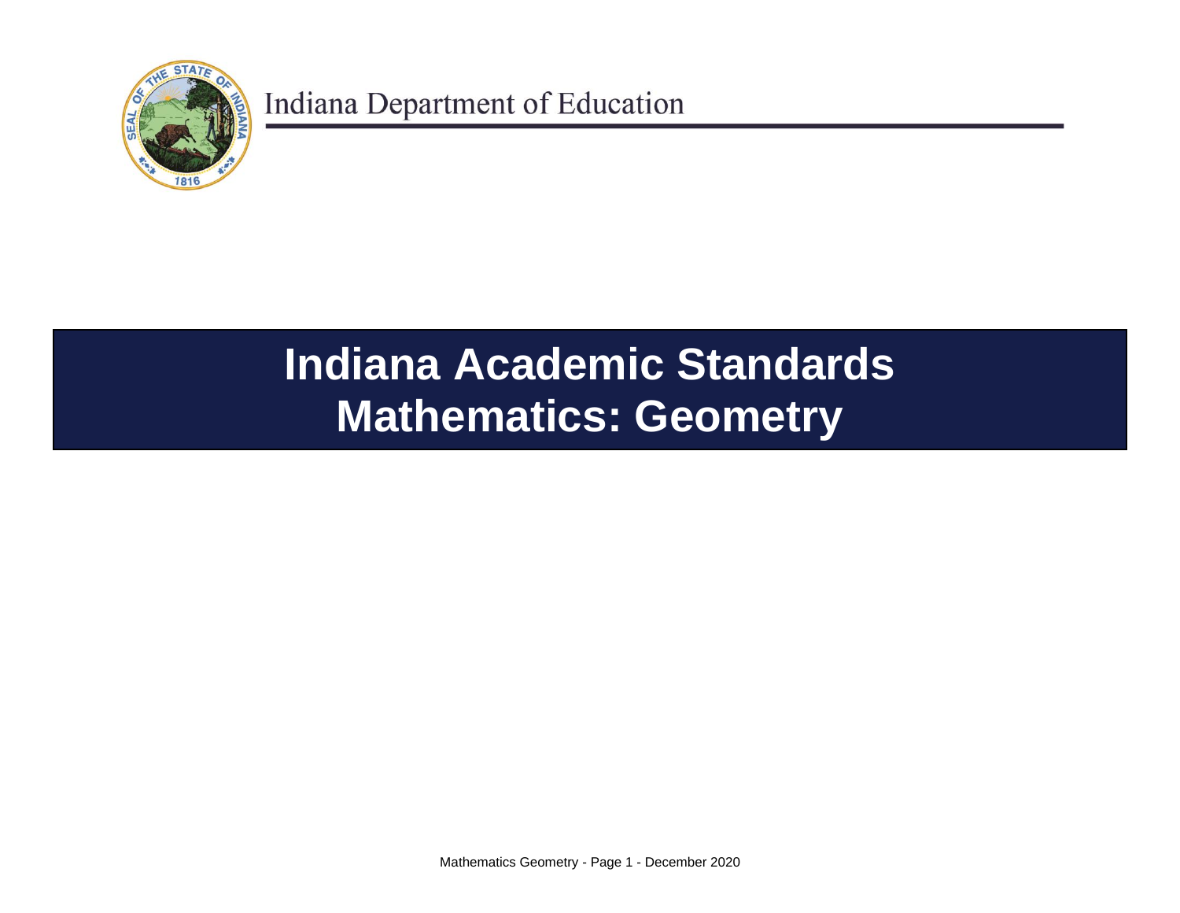Indiana Department of Education

# Indiana Academic Standards
# Mathematics: Geometry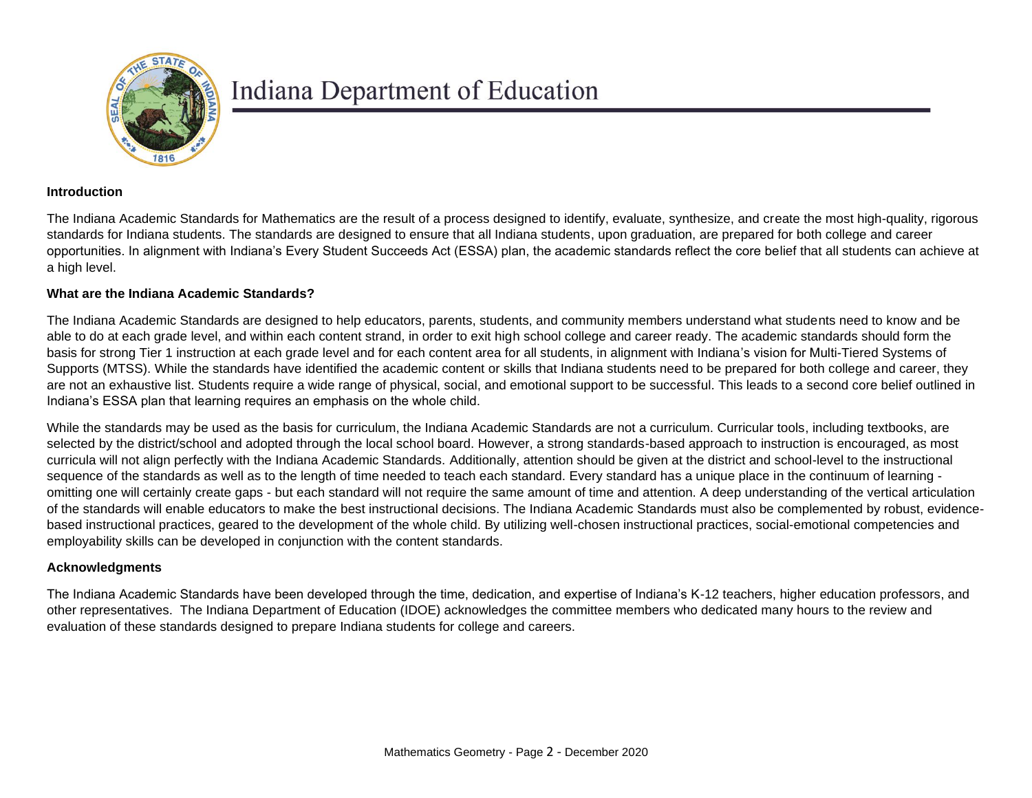# Indiana Department of Education

**Introduction**

The Indiana Academic Standards for Mathematics are the result of a process designed to identify, evaluate, synthesize, and create the most high-quality, rigorous standards for Indiana students. The standards are designed to ensure that all Indiana students, upon graduation, are prepared for both college and career opportunities. In alignment with Indiana's Every Student Succeeds Act (ESSA) plan, the academic standards reflect the core belief that all students can achieve at a high level.

**What are the Indiana Academic Standards?**

The Indiana Academic Standards are designed to help educators, parents, students, and community members understand what students need to know and be able to do at each grade level, and within each content strand, in order to exit high school college and career ready. The academic standards should form the basis for strong Tier 1 instruction at each grade level and for each content area for all students, in alignment with Indiana's vision for Multi-Tiered Systems of Supports (MTSS). While the standards have identified the academic content or skills that Indiana students need to be prepared for both college and career, they are not an exhaustive list. Students require a wide range of physical, social, and emotional support to be successful. This leads to a second core belief outlined in Indiana's ESSA plan that learning requires an emphasis on the whole child.

While the standards may be used as the basis for curriculum, the Indiana Academic Standards are not a curriculum. Curricular tools, including textbooks, are selected by the district/school and adopted through the local school board. However, a strong standards-based approach to instruction is encouraged, as most curricula will not align perfectly with the Indiana Academic Standards. Additionally, attention should be given at the district and school-level to the instructional sequence of the standards as well as to the length of time needed to teach each standard. Every standard has a unique place in the continuum of learning - omitting one will certainly create gaps - but each standard will not require the same amount of time and attention. A deep understanding of the vertical articulation of the standards will enable educators to make the best instructional decisions. The Indiana Academic Standards must also be complemented by robust, evidence-based instructional practices, geared to the development of the whole child. By utilizing well-chosen instructional practices, social-emotional competencies and employability skills can be developed in conjunction with the content standards.

**Acknowledgments**

The Indiana Academic Standards have been developed through the time, dedication, and expertise of Indiana's K-12 teachers, higher education professors, and other representatives. The Indiana Department of Education (IDOE) acknowledges the committee members who dedicated many hours to the review and evaluation of these standards designed to prepare Indiana students for college and careers.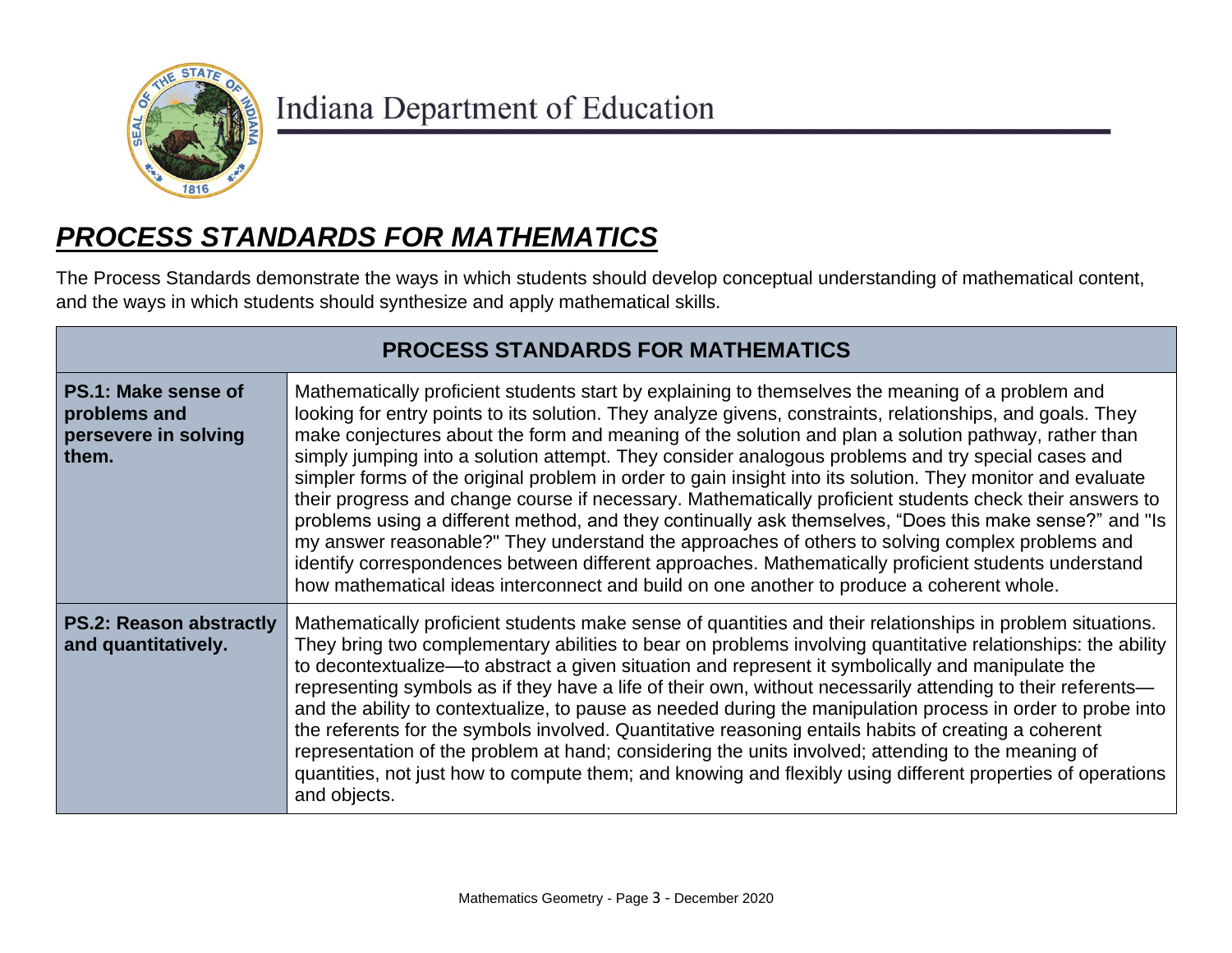Indiana Department of Education

# *PROCESS STANDARDS FOR MATHEMATICS*

The Process Standards demonstrate the ways in which students should develop conceptual understanding of mathematical content, and the ways in which students should synthesize and apply mathematical skills.

| PROCESS STANDARDS FOR MATHEMATICS | |
|---|---|
| **PS.1: Make sense of problems and persevere in solving them.** | Mathematically proficient students start by explaining to themselves the meaning of a problem and looking for entry points to its solution. They analyze givens, constraints, relationships, and goals. They make conjectures about the form and meaning of the solution and plan a solution pathway, rather than simply jumping into a solution attempt. They consider analogous problems and try special cases and simpler forms of the original problem in order to gain insight into its solution. They monitor and evaluate their progress and change course if necessary. Mathematically proficient students check their answers to problems using a different method, and they continually ask themselves, "Does this make sense?" and "Is my answer reasonable?" They understand the approaches of others to solving complex problems and identify correspondences between different approaches. Mathematically proficient students understand how mathematical ideas interconnect and build on one another to produce a coherent whole. |
| **PS.2: Reason abstractly and quantitatively.** | Mathematically proficient students make sense of quantities and their relationships in problem situations. They bring two complementary abilities to bear on problems involving quantitative relationships: the ability to decontextualize—to abstract a given situation and represent it symbolically and manipulate the representing symbols as if they have a life of their own, without necessarily attending to their referents—and the ability to contextualize, to pause as needed during the manipulation process in order to probe into the referents for the symbols involved. Quantitative reasoning entails habits of creating a coherent representation of the problem at hand; considering the units involved; attending to the meaning of quantities, not just how to compute them; and knowing and flexibly using different properties of operations and objects. |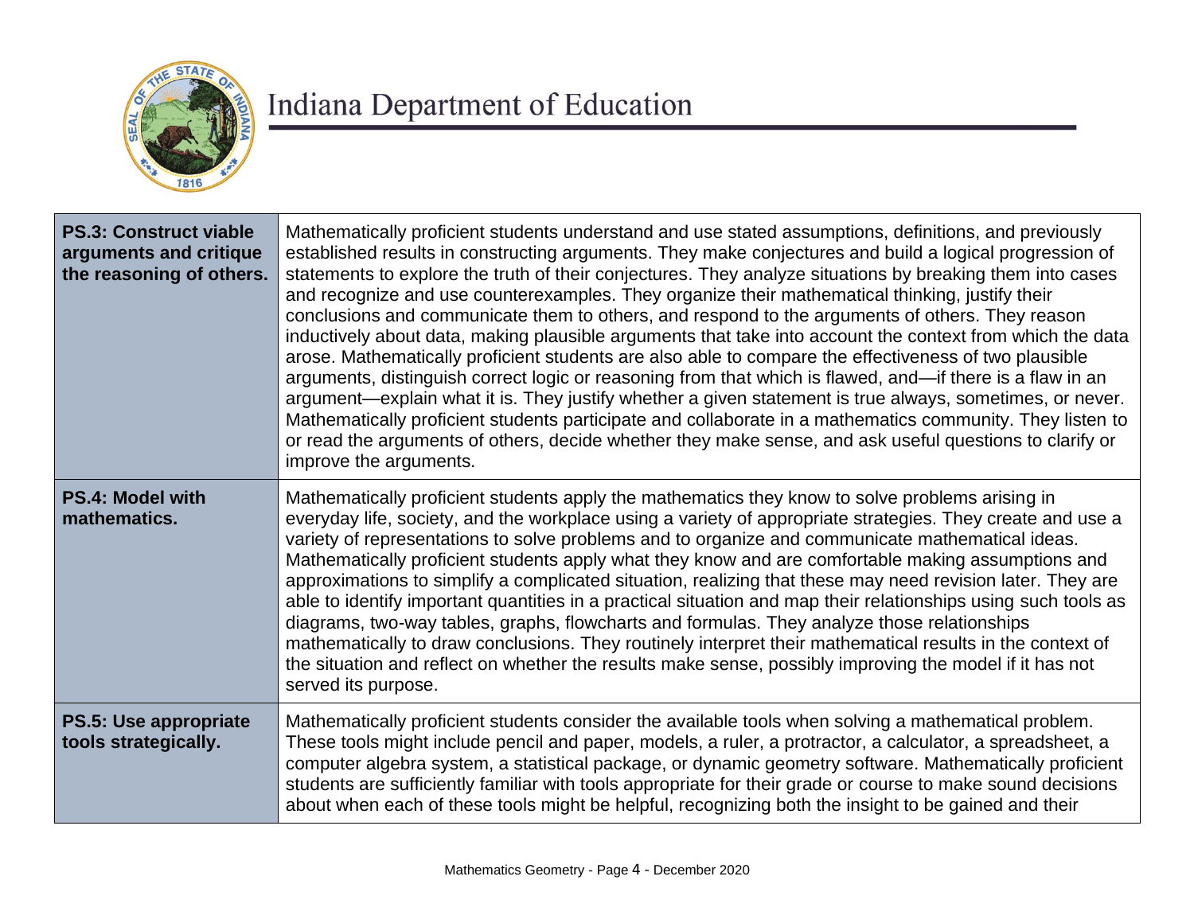| | |
|---|---|
| **PS.3: Construct viable arguments and critique the reasoning of others.** | Mathematically proficient students understand and use stated assumptions, definitions, and previously established results in constructing arguments. They make conjectures and build a logical progression of statements to explore the truth of their conjectures. They analyze situations by breaking them into cases and recognize and use counterexamples. They organize their mathematical thinking, justify their conclusions and communicate them to others, and respond to the arguments of others. They reason inductively about data, making plausible arguments that take into account the context from which the data arose. Mathematically proficient students are also able to compare the effectiveness of two plausible arguments, distinguish correct logic or reasoning from that which is flawed, and—if there is a flaw in an argument—explain what it is. They justify whether a given statement is true always, sometimes, or never. Mathematically proficient students participate and collaborate in a mathematics community. They listen to or read the arguments of others, decide whether they make sense, and ask useful questions to clarify or improve the arguments. |
| **PS.4: Model with mathematics.** | Mathematically proficient students apply the mathematics they know to solve problems arising in everyday life, society, and the workplace using a variety of appropriate strategies. They create and use a variety of representations to solve problems and to organize and communicate mathematical ideas. Mathematically proficient students apply what they know and are comfortable making assumptions and approximations to simplify a complicated situation, realizing that these may need revision later. They are able to identify important quantities in a practical situation and map their relationships using such tools as diagrams, two-way tables, graphs, flowcharts and formulas. They analyze those relationships mathematically to draw conclusions. They routinely interpret their mathematical results in the context of the situation and reflect on whether the results make sense, possibly improving the model if it has not served its purpose. |
| **PS.5: Use appropriate tools strategically.** | Mathematically proficient students consider the available tools when solving a mathematical problem. These tools might include pencil and paper, models, a ruler, a protractor, a calculator, a spreadsheet, a computer algebra system, a statistical package, or dynamic geometry software. Mathematically proficient students are sufficiently familiar with tools appropriate for their grade or course to make sound decisions about when each of these tools might be helpful, recognizing both the insight to be gained and their |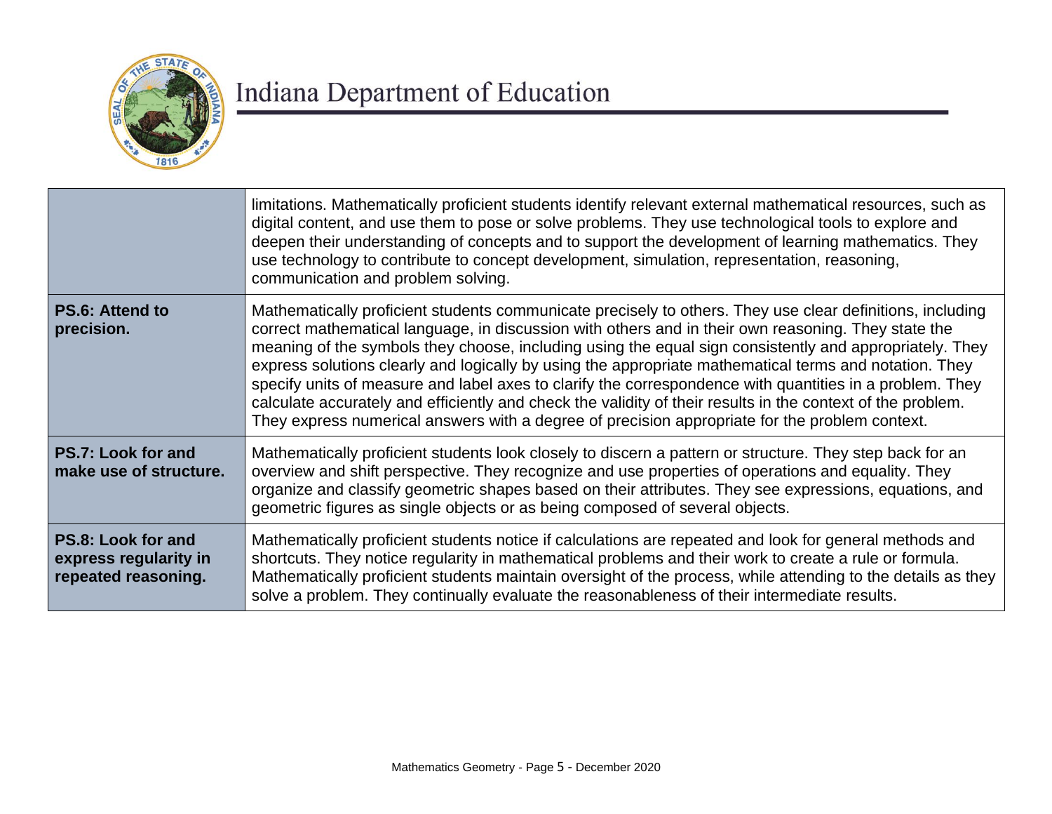| | |
|---|---|
| | limitations. Mathematically proficient students identify relevant external mathematical resources, such as digital content, and use them to pose or solve problems. They use technological tools to explore and deepen their understanding of concepts and to support the development of learning mathematics. They use technology to contribute to concept development, simulation, representation, reasoning, communication and problem solving. |
| **PS.6: Attend to precision.** | Mathematically proficient students communicate precisely to others. They use clear definitions, including correct mathematical language, in discussion with others and in their own reasoning. They state the meaning of the symbols they choose, including using the equal sign consistently and appropriately. They express solutions clearly and logically by using the appropriate mathematical terms and notation. They specify units of measure and label axes to clarify the correspondence with quantities in a problem. They calculate accurately and efficiently and check the validity of their results in the context of the problem. They express numerical answers with a degree of precision appropriate for the problem context. |
| **PS.7: Look for and make use of structure.** | Mathematically proficient students look closely to discern a pattern or structure. They step back for an overview and shift perspective. They recognize and use properties of operations and equality. They organize and classify geometric shapes based on their attributes. They see expressions, equations, and geometric figures as single objects or as being composed of several objects. |
| **PS.8: Look for and express regularity in repeated reasoning.** | Mathematically proficient students notice if calculations are repeated and look for general methods and shortcuts. They notice regularity in mathematical problems and their work to create a rule or formula. Mathematically proficient students maintain oversight of the process, while attending to the details as they solve a problem. They continually evaluate the reasonableness of their intermediate results. |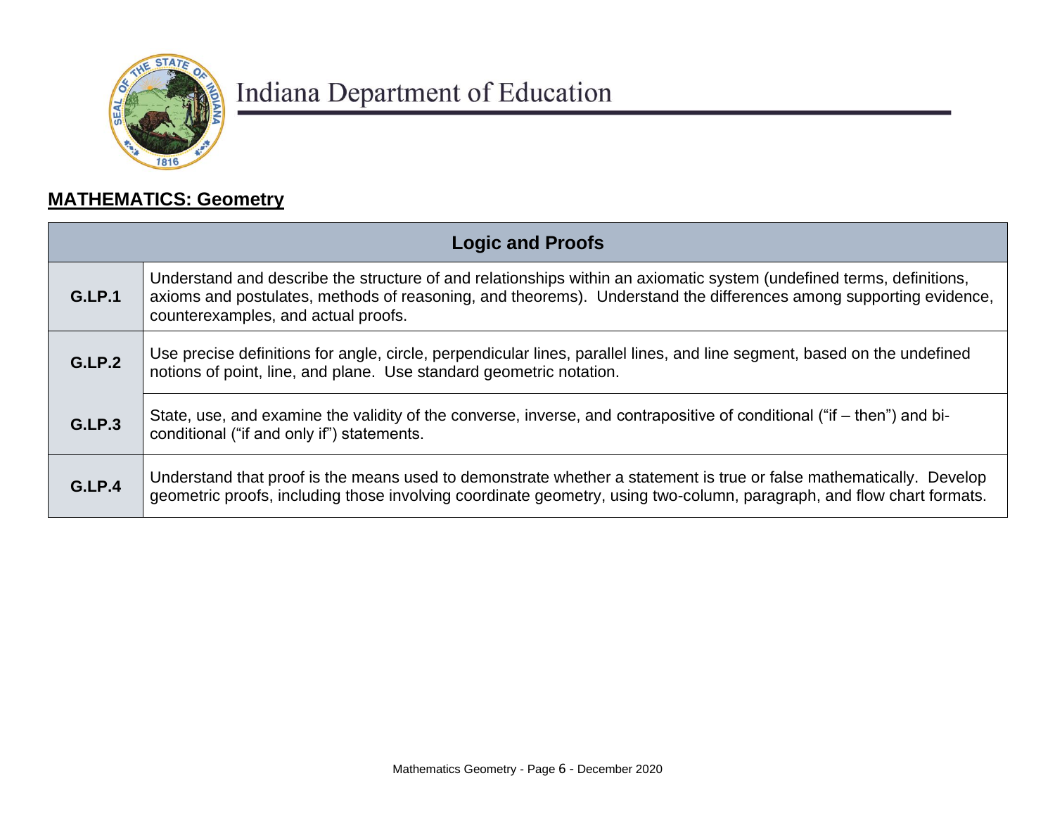Indiana Department of Education

## MATHEMATICS: Geometry

| Logic and Proofs | |
|---|---|
| **G.LP.1** | Understand and describe the structure of and relationships within an axiomatic system (undefined terms, definitions, axioms and postulates, methods of reasoning, and theorems). Understand the differences among supporting evidence, counterexamples, and actual proofs. |
| **G.LP.2** | Use precise definitions for angle, circle, perpendicular lines, parallel lines, and line segment, based on the undefined notions of point, line, and plane. Use standard geometric notation. |
| **G.LP.3** | State, use, and examine the validity of the converse, inverse, and contrapositive of conditional ("if – then") and bi-conditional ("if and only if") statements. |
| **G.LP.4** | Understand that proof is the means used to demonstrate whether a statement is true or false mathematically. Develop geometric proofs, including those involving coordinate geometry, using two-column, paragraph, and flow chart formats. |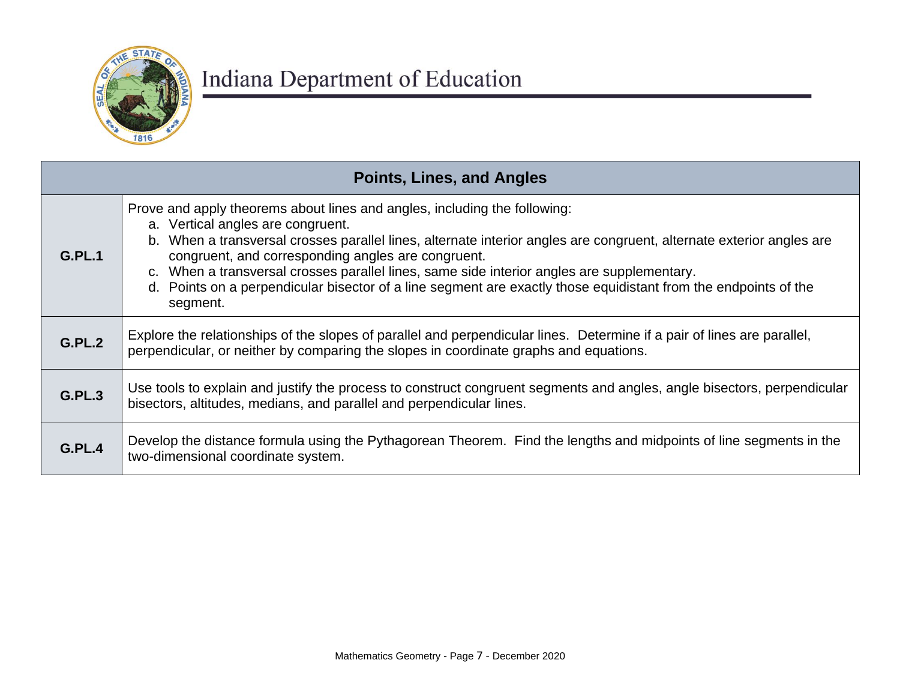| Points, Lines, and Angles | |
|---|---|
| **G.PL.1** | Prove and apply theorems about lines and angles, including the following:<br>a. Vertical angles are congruent.<br>b. When a transversal crosses parallel lines, alternate interior angles are congruent, alternate exterior angles are congruent, and corresponding angles are congruent.<br>c. When a transversal crosses parallel lines, same side interior angles are supplementary.<br>d. Points on a perpendicular bisector of a line segment are exactly those equidistant from the endpoints of the segment. |
| **G.PL.2** | Explore the relationships of the slopes of parallel and perpendicular lines. Determine if a pair of lines are parallel, perpendicular, or neither by comparing the slopes in coordinate graphs and equations. |
| **G.PL.3** | Use tools to explain and justify the process to construct congruent segments and angles, angle bisectors, perpendicular bisectors, altitudes, medians, and parallel and perpendicular lines. |
| **G.PL.4** | Develop the distance formula using the Pythagorean Theorem. Find the lengths and midpoints of line segments in the two-dimensional coordinate system. |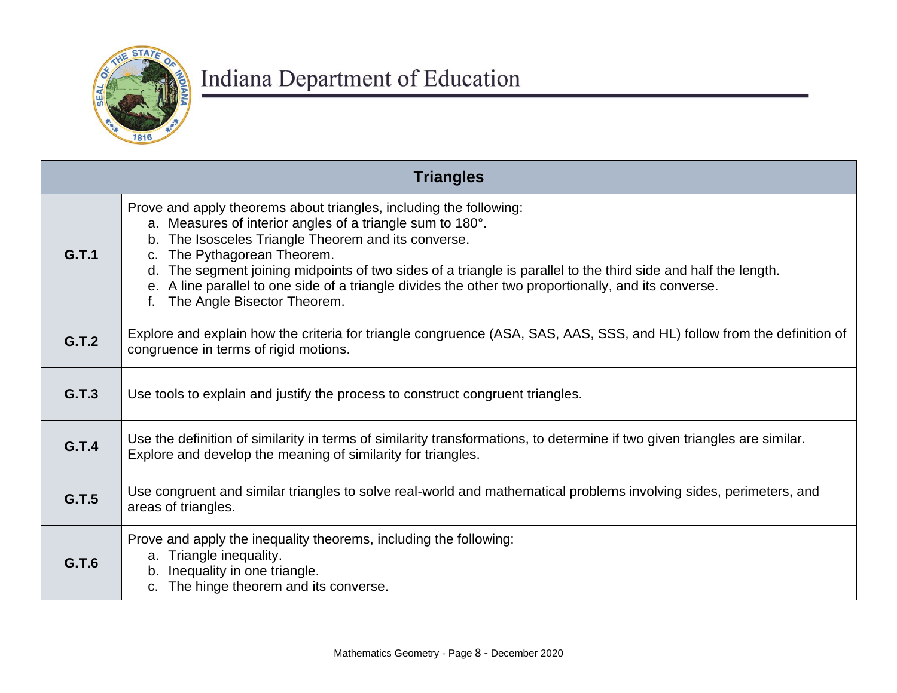Indiana Department of Education

| Triangles | |
|---|---|
| **G.T.1** | Prove and apply theorems about triangles, including the following:<br>a. Measures of interior angles of a triangle sum to 180°.<br>b. The Isosceles Triangle Theorem and its converse.<br>c. The Pythagorean Theorem.<br>d. The segment joining midpoints of two sides of a triangle is parallel to the third side and half the length.<br>e. A line parallel to one side of a triangle divides the other two proportionally, and its converse.<br>f. The Angle Bisector Theorem. |
| **G.T.2** | Explore and explain how the criteria for triangle congruence (ASA, SAS, AAS, SSS, and HL) follow from the definition of congruence in terms of rigid motions. |
| **G.T.3** | Use tools to explain and justify the process to construct congruent triangles. |
| **G.T.4** | Use the definition of similarity in terms of similarity transformations, to determine if two given triangles are similar. Explore and develop the meaning of similarity for triangles. |
| **G.T.5** | Use congruent and similar triangles to solve real-world and mathematical problems involving sides, perimeters, and areas of triangles. |
| **G.T.6** | Prove and apply the inequality theorems, including the following:<br>a. Triangle inequality.<br>b. Inequality in one triangle.<br>c. The hinge theorem and its converse. |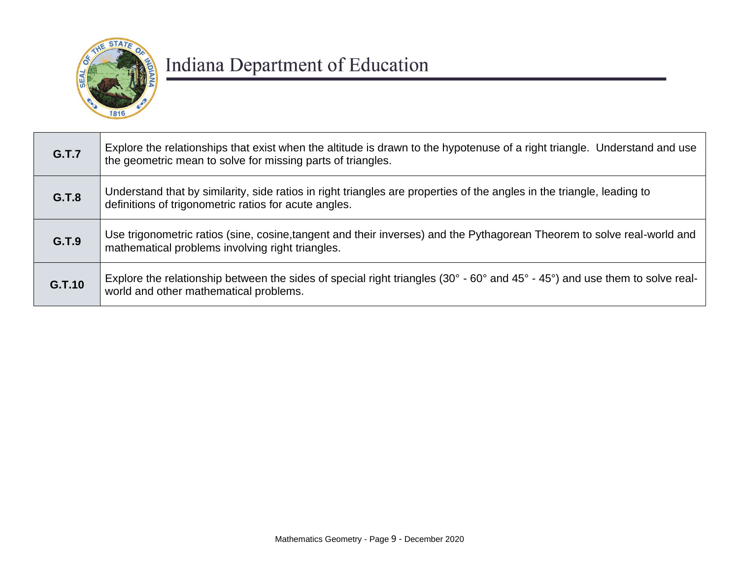| G.T.7 | Explore the relationships that exist when the altitude is drawn to the hypotenuse of a right triangle. Understand and use the geometric mean to solve for missing parts of triangles. |
|---|---|
| **G.T.8** | Understand that by similarity, side ratios in right triangles are properties of the angles in the triangle, leading to definitions of trigonometric ratios for acute angles. |
| **G.T.9** | Use trigonometric ratios (sine, cosine,tangent and their inverses) and the Pythagorean Theorem to solve real-world and mathematical problems involving right triangles. |
| **G.T.10** | Explore the relationship between the sides of special right triangles (30° - 60° and 45° - 45°) and use them to solve real-world and other mathematical problems. |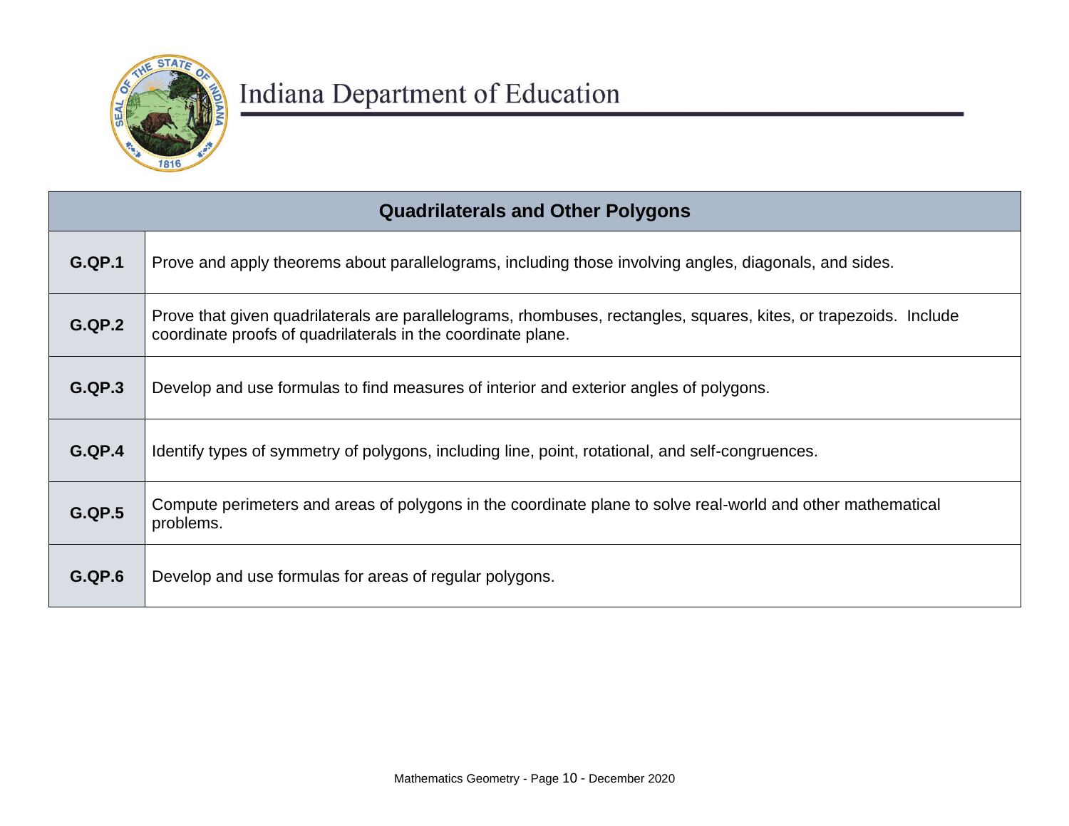Indiana Department of Education

| Quadrilaterals and Other Polygons | |
|---|---|
| **G.QP.1** | Prove and apply theorems about parallelograms, including those involving angles, diagonals, and sides. |
| **G.QP.2** | Prove that given quadrilaterals are parallelograms, rhombuses, rectangles, squares, kites, or trapezoids. Include coordinate proofs of quadrilaterals in the coordinate plane. |
| **G.QP.3** | Develop and use formulas to find measures of interior and exterior angles of polygons. |
| **G.QP.4** | Identify types of symmetry of polygons, including line, point, rotational, and self-congruences. |
| **G.QP.5** | Compute perimeters and areas of polygons in the coordinate plane to solve real-world and other mathematical problems. |
| **G.QP.6** | Develop and use formulas for areas of regular polygons. |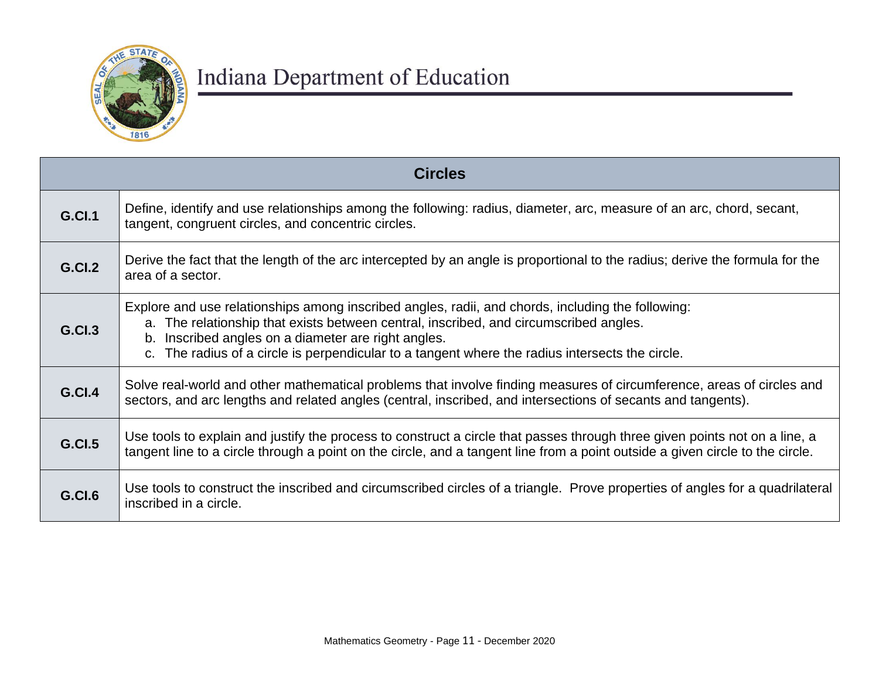| Circles | |
|---|---|
| **G.CI.1** | Define, identify and use relationships among the following: radius, diameter, arc, measure of an arc, chord, secant, tangent, congruent circles, and concentric circles. |
| **G.CI.2** | Derive the fact that the length of the arc intercepted by an angle is proportional to the radius; derive the formula for the area of a sector. |
| **G.CI.3** | Explore and use relationships among inscribed angles, radii, and chords, including the following:<br>a. The relationship that exists between central, inscribed, and circumscribed angles.<br>b. Inscribed angles on a diameter are right angles.<br>c. The radius of a circle is perpendicular to a tangent where the radius intersects the circle. |
| **G.CI.4** | Solve real-world and other mathematical problems that involve finding measures of circumference, areas of circles and sectors, and arc lengths and related angles (central, inscribed, and intersections of secants and tangents). |
| **G.CI.5** | Use tools to explain and justify the process to construct a circle that passes through three given points not on a line, a tangent line to a circle through a point on the circle, and a tangent line from a point outside a given circle to the circle. |
| **G.CI.6** | Use tools to construct the inscribed and circumscribed circles of a triangle. Prove properties of angles for a quadrilateral inscribed in a circle. |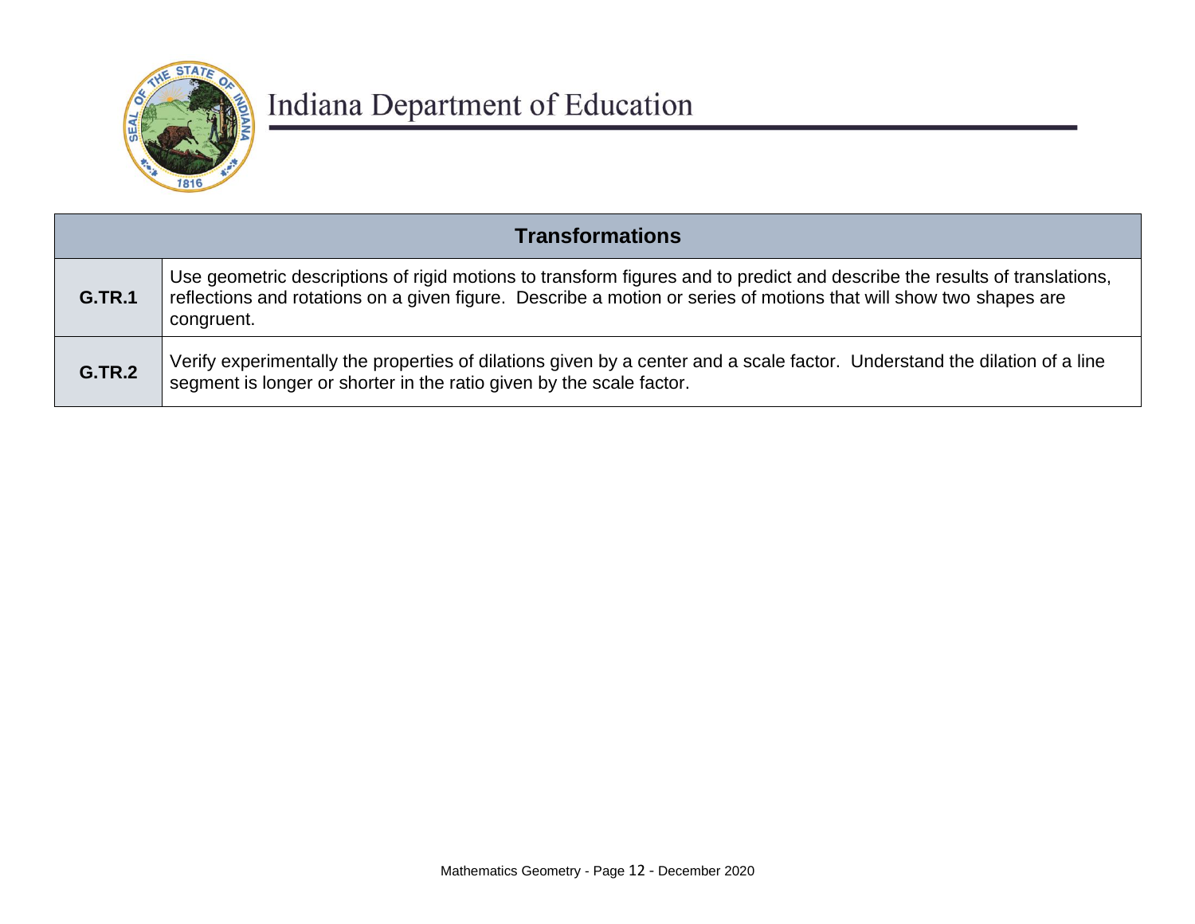| Transformations | |
|---|---|
| **G.TR.1** | Use geometric descriptions of rigid motions to transform figures and to predict and describe the results of translations, reflections and rotations on a given figure. Describe a motion or series of motions that will show two shapes are congruent. |
| **G.TR.2** | Verify experimentally the properties of dilations given by a center and a scale factor. Understand the dilation of a line segment is longer or shorter in the ratio given by the scale factor. |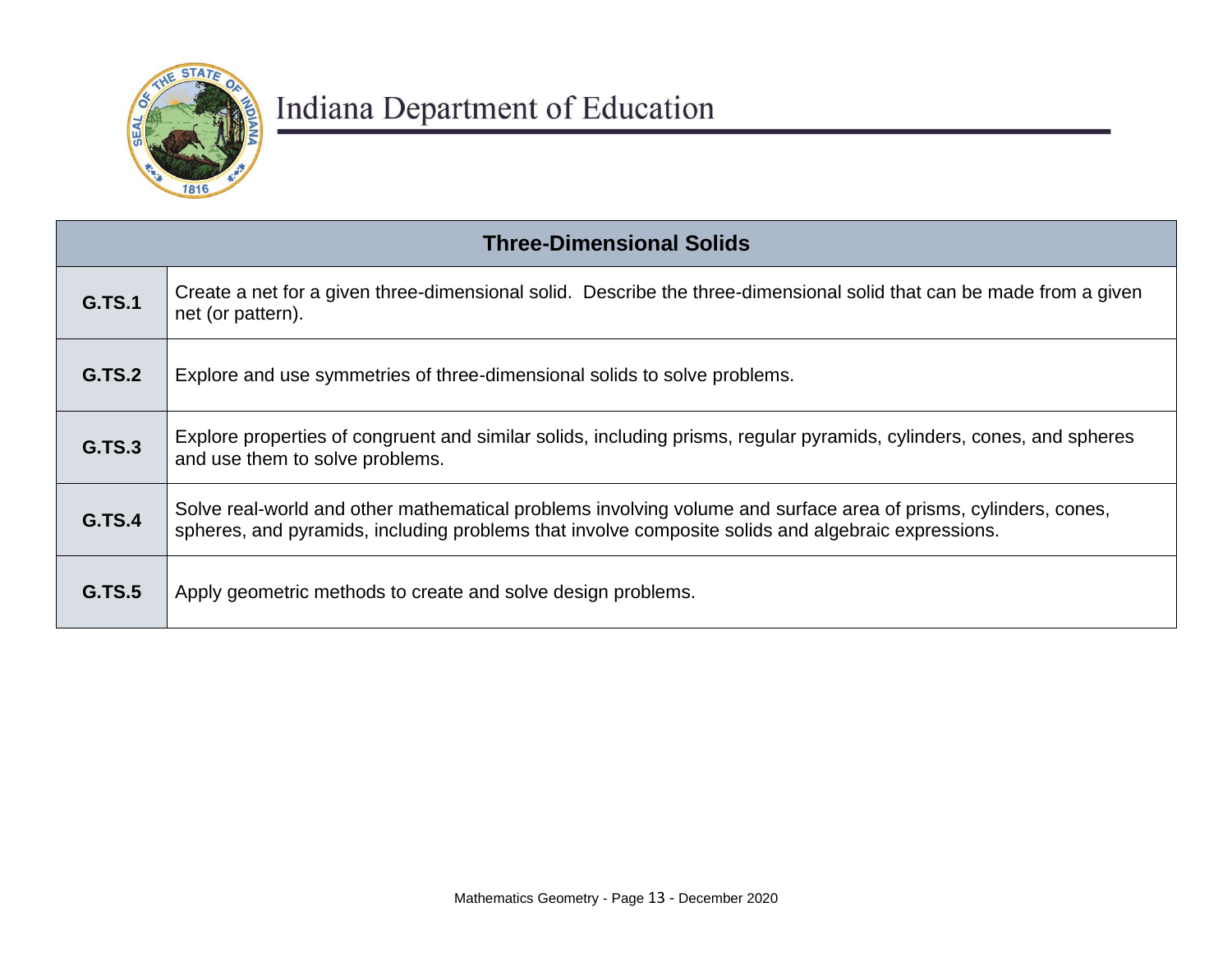# Indiana Department of Education

| Three-Dimensional Solids | |
|---|---|
| **G.TS.1** | Create a net for a given three-dimensional solid. Describe the three-dimensional solid that can be made from a given net (or pattern). |
| **G.TS.2** | Explore and use symmetries of three-dimensional solids to solve problems. |
| **G.TS.3** | Explore properties of congruent and similar solids, including prisms, regular pyramids, cylinders, cones, and spheres and use them to solve problems. |
| **G.TS.4** | Solve real-world and other mathematical problems involving volume and surface area of prisms, cylinders, cones, spheres, and pyramids, including problems that involve composite solids and algebraic expressions. |
| **G.TS.5** | Apply geometric methods to create and solve design problems. |